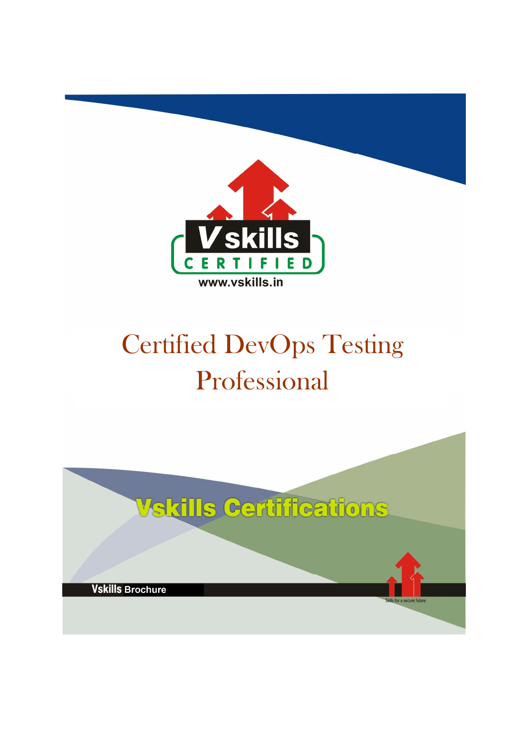Vskills CERTIFIED

www.vskills.in

# Certified DevOps Testing Professional

## Vskills Certifications

**Vskills** Brochure

Skills for a secure future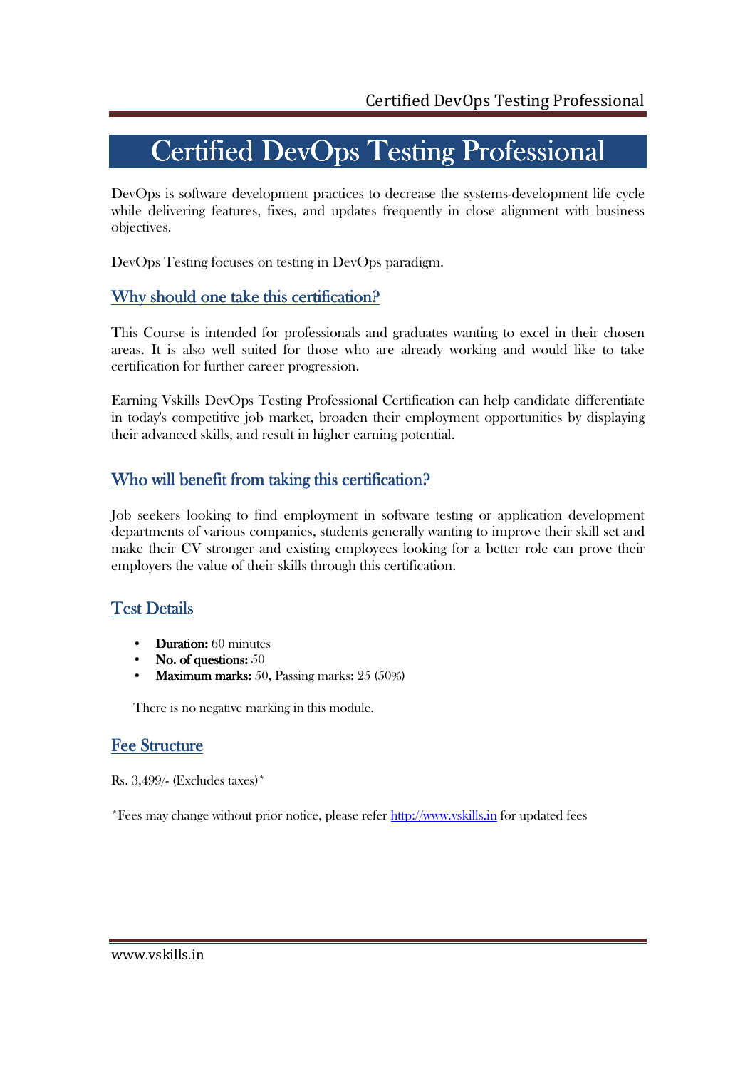# Certified DevOps Testing Professional

DevOps is software development practices to decrease the systems-development life cycle while delivering features, fixes, and updates frequently in close alignment with business objectives.

DevOps Testing focuses on testing in DevOps paradigm.

## Why should one take this certification?

This Course is intended for professionals and graduates wanting to excel in their chosen areas. It is also well suited for those who are already working and would like to take certification for further career progression.

Earning Vskills DevOps Testing Professional Certification can help candidate differentiate in today's competitive job market, broaden their employment opportunities by displaying their advanced skills, and result in higher earning potential.

## Who will benefit from taking this certification?

Job seekers looking to find employment in software testing or application development departments of various companies, students generally wanting to improve their skill set and make their CV stronger and existing employees looking for a better role can prove their employers the value of their skills through this certification.

## Test Details

- **Duration:** 60 minutes
- **No. of questions:** 50
- **Maximum marks:** 50, Passing marks: 25 (50%)

There is no negative marking in this module.

## Fee Structure

Rs. 3,499/- (Excludes taxes)*

*Fees may change without prior notice, please refer http://www.vskills.in for updated fees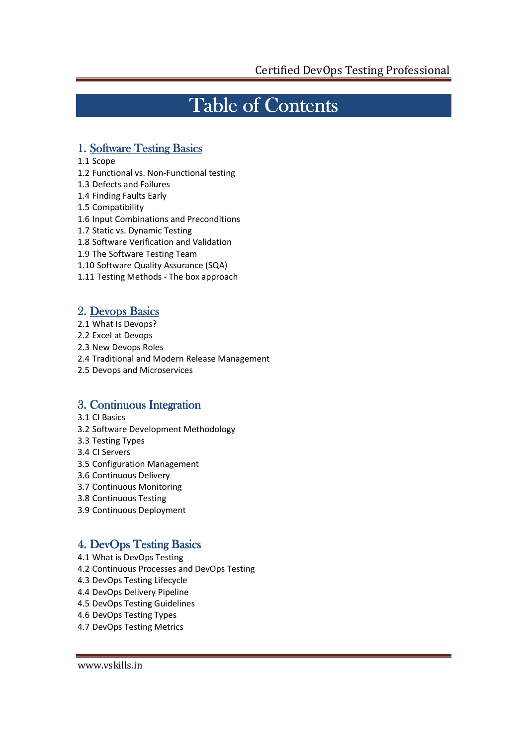# Table of Contents

## 1. Software Testing Basics

1.1 Scope
1.2 Functional vs. Non-Functional testing
1.3 Defects and Failures
1.4 Finding Faults Early
1.5 Compatibility
1.6 Input Combinations and Preconditions
1.7 Static vs. Dynamic Testing
1.8 Software Verification and Validation
1.9 The Software Testing Team
1.10 Software Quality Assurance (SQA)
1.11 Testing Methods - The box approach

## 2. Devops Basics

2.1 What Is Devops?
2.2 Excel at Devops
2.3 New Devops Roles
2.4 Traditional and Modern Release Management
2.5 Devops and Microservices

## 3. Continuous Integration

3.1 CI Basics
3.2 Software Development Methodology
3.3 Testing Types
3.4 CI Servers
3.5 Configuration Management
3.6 Continuous Delivery
3.7 Continuous Monitoring
3.8 Continuous Testing
3.9 Continuous Deployment

## 4. DevOps Testing Basics

4.1 What is DevOps Testing
4.2 Continuous Processes and DevOps Testing
4.3 DevOps Testing Lifecycle
4.4 DevOps Delivery Pipeline
4.5 DevOps Testing Guidelines
4.6 DevOps Testing Types
4.7 DevOps Testing Metrics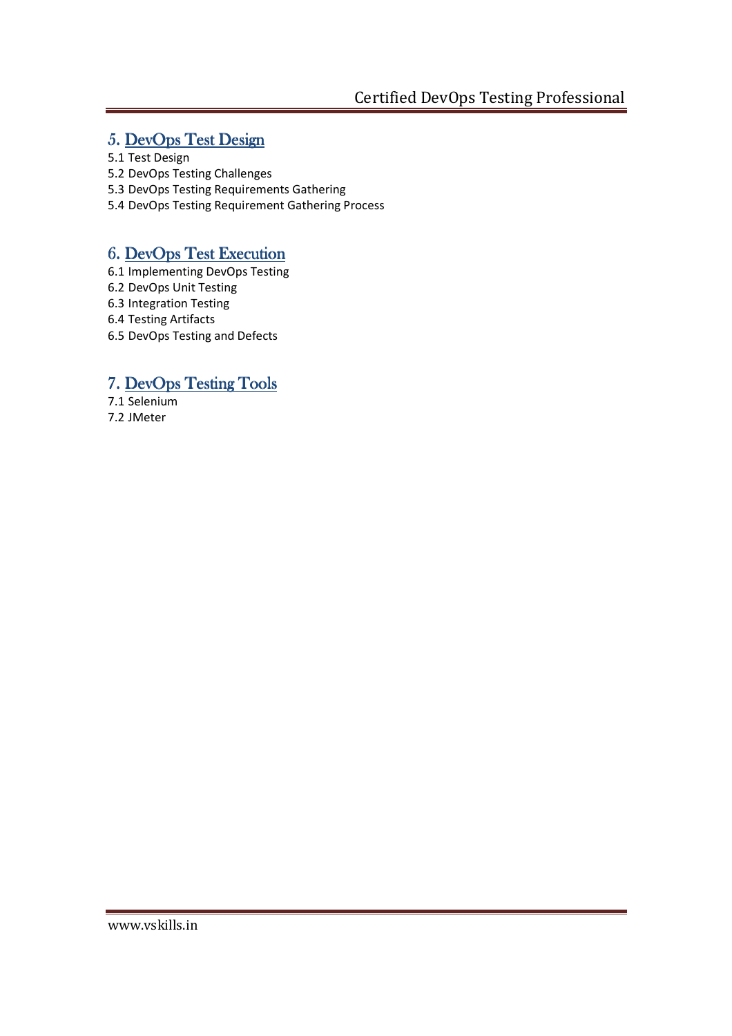## 5. DevOps Test Design

5.1 Test Design
5.2 DevOps Testing Challenges
5.3 DevOps Testing Requirements Gathering
5.4 DevOps Testing Requirement Gathering Process

## 6. DevOps Test Execution

6.1 Implementing DevOps Testing
6.2 DevOps Unit Testing
6.3 Integration Testing
6.4 Testing Artifacts
6.5 DevOps Testing and Defects

## 7. DevOps Testing Tools

7.1 Selenium
7.2 JMeter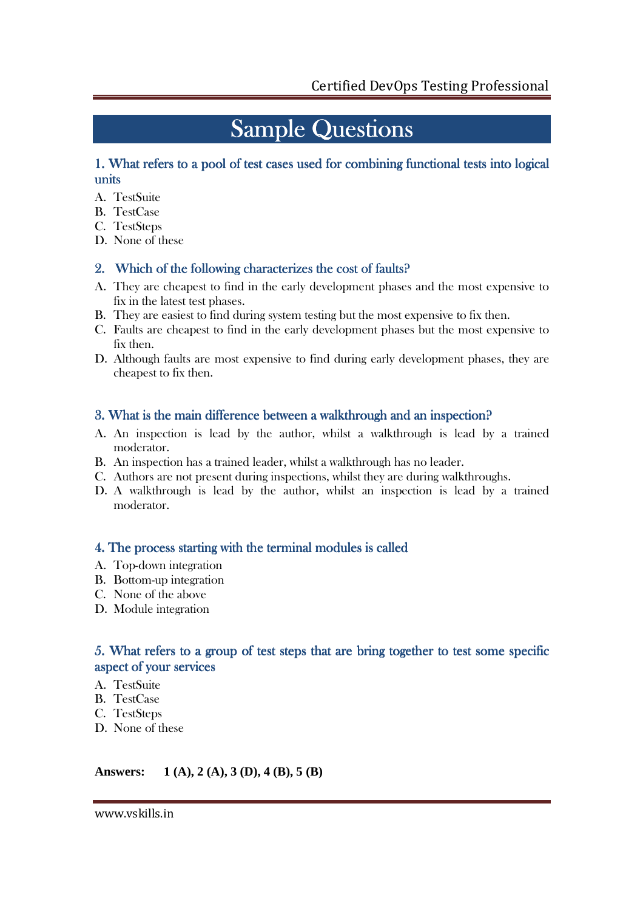# Sample Questions

### 1. What refers to a pool of test cases used for combining functional tests into logical units

A. TestSuite
B. TestCase
C. TestSteps
D. None of these

### 2. Which of the following characterizes the cost of faults?

A. They are cheapest to find in the early development phases and the most expensive to fix in the latest test phases.
B. They are easiest to find during system testing but the most expensive to fix then.
C. Faults are cheapest to find in the early development phases but the most expensive to fix then.
D. Although faults are most expensive to find during early development phases, they are cheapest to fix then.

### 3. What is the main difference between a walkthrough and an inspection?

A. An inspection is lead by the author, whilst a walkthrough is lead by a trained moderator.
B. An inspection has a trained leader, whilst a walkthrough has no leader.
C. Authors are not present during inspections, whilst they are during walkthroughs.
D. A walkthrough is lead by the author, whilst an inspection is lead by a trained moderator.

### 4. The process starting with the terminal modules is called

A. Top-down integration
B. Bottom-up integration
C. None of the above
D. Module integration

### 5. What refers to a group of test steps that are bring together to test some specific aspect of your services

A. TestSuite
B. TestCase
C. TestSteps
D. None of these

**Answers: 1 (A), 2 (A), 3 (D), 4 (B), 5 (B)**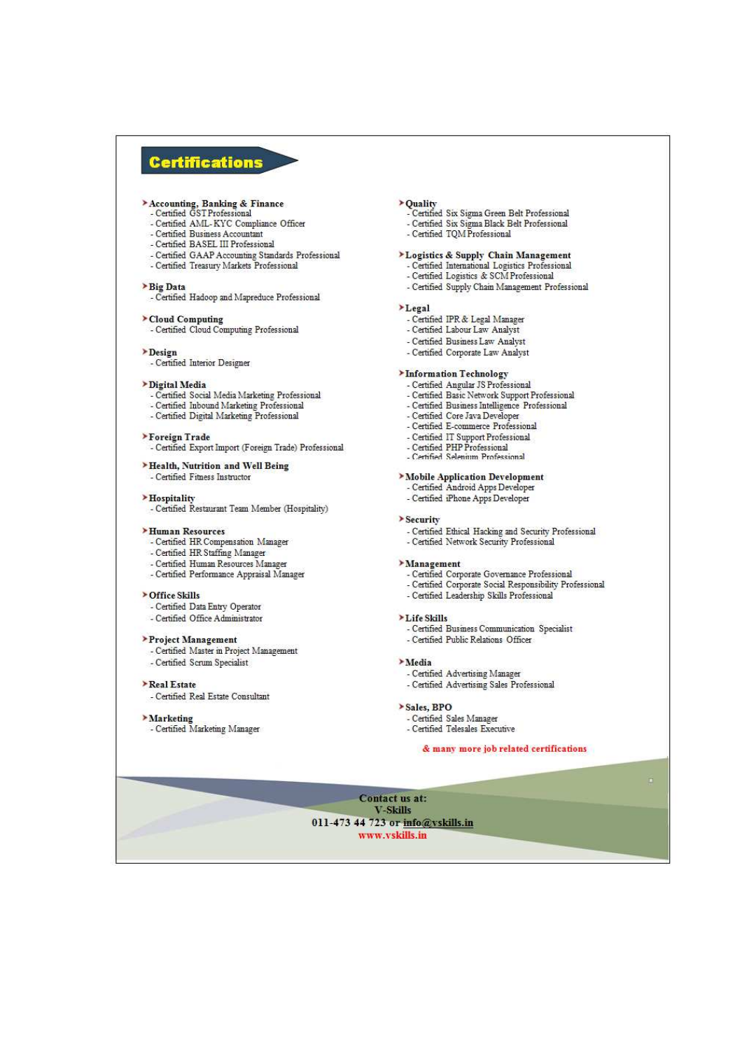# Certifications

**Accounting, Banking & Finance**
- Certified GST Professional
- Certified AML-KYC Compliance Officer
- Certified Business Accountant
- Certified BASEL III Professional
- Certified GAAP Accounting Standards Professional
- Certified Treasury Markets Professional

**Big Data**
- Certified Hadoop and Mapreduce Professional

**Cloud Computing**
- Certified Cloud Computing Professional

**Design**
- Certified Interior Designer

**Digital Media**
- Certified Social Media Marketing Professional
- Certified Inbound Marketing Professional
- Certified Digital Marketing Professional

**Foreign Trade**
- Certified Export Import (Foreign Trade) Professional

**Health, Nutrition and Well Being**
- Certified Fitness Instructor

**Hospitality**
- Certified Restaurant Team Member (Hospitality)

**Human Resources**
- Certified HR Compensation Manager
- Certified HR Staffing Manager
- Certified Human Resources Manager
- Certified Performance Appraisal Manager

**Office Skills**
- Certified Data Entry Operator
- Certified Office Administrator

**Project Management**
- Certified Master in Project Management
- Certified Scrum Specialist

**Real Estate**
- Certified Real Estate Consultant

**Marketing**
- Certified Marketing Manager

**Quality**
- Certified Six Sigma Green Belt Professional
- Certified Six Sigma Black Belt Professional
- Certified TQM Professional

**Logistics & Supply Chain Management**
- Certified International Logistics Professional
- Certified Logistics & SCM Professional
- Certified Supply Chain Management Professional

**Legal**
- Certified IPR & Legal Manager
- Certified Labour Law Analyst
- Certified Business Law Analyst
- Certified Corporate Law Analyst

**Information Technology**
- Certified Angular JS Professional
- Certified Basic Network Support Professional
- Certified Business Intelligence Professional
- Certified Core Java Developer
- Certified E-commerce Professional
- Certified IT Support Professional
- Certified PHP Professional
- Certified Selenium Professional

**Mobile Application Development**
- Certified Android Apps Developer
- Certified iPhone Apps Developer

**Security**
- Certified Ethical Hacking and Security Professional
- Certified Network Security Professional

**Management**
- Certified Corporate Governance Professional
- Certified Corporate Social Responsibility Professional
- Certified Leadership Skills Professional

**Life Skills**
- Certified Business Communication Specialist
- Certified Public Relations Officer

**Media**
- Certified Advertising Manager
- Certified Advertising Sales Professional

**Sales, BPO**
- Certified Sales Manager
- Certified Telesales Executive

**& many more job related certifications**

**Contact us at:**
**V-Skills**
**011-473 44 723 or info@vskills.in**
**www.vskills.in**